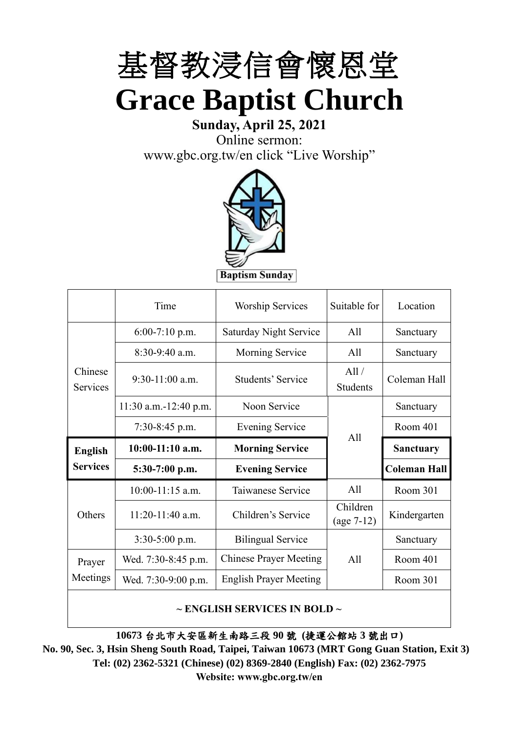# 基督教浸信會懷恩堂

# Grace Baptist Church

**Sunday, April 25, 2021**

Online sermon:
www.gbc.org.tw/en click "Live Worship"

Baptism Sunday

| | Time | Worship Services | Suitable for | Location |
|---|---|---|---|---|
| Chinese Services | 6:00-7:10 p.m. | Saturday Night Service | All | Sanctuary |
| | 8:30-9:40 a.m. | Morning Service | All | Sanctuary |
| | 9:30-11:00 a.m. | Students' Service | All / Students | Coleman Hall |
| | 11:30 a.m.-12:40 p.m. | Noon Service | All | Sanctuary |
| | 7:30-8:45 p.m. | Evening Service | | Room 401 |
| **English Services** | **10:00-11:10 a.m.** | **Morning Service** | | **Sanctuary** |
| | **5:30-7:00 p.m.** | **Evening Service** | | **Coleman Hall** |
| Others | 10:00-11:15 a.m. | Taiwanese Service | All | Room 301 |
| | 11:20-11:40 a.m. | Children's Service | Children (age 7-12) | Kindergarten |
| | 3:30-5:00 p.m. | Bilingual Service | All | Sanctuary |
| Prayer Meetings | Wed. 7:30-8:45 p.m. | Chinese Prayer Meeting | | Room 401 |
| | Wed. 7:30-9:00 p.m. | English Prayer Meeting | | Room 301 |

**~ ENGLISH SERVICES IN BOLD ~**

**10673 台北市大安區新生南路三段 90 號 (捷運公館站 3 號出口)**
**No. 90, Sec. 3, Hsin Sheng South Road, Taipei, Taiwan 10673 (MRT Gong Guan Station, Exit 3)**
**Tel: (02) 2362-5321 (Chinese) (02) 8369-2840 (English) Fax: (02) 2362-7975**
**Website: www.gbc.org.tw/en**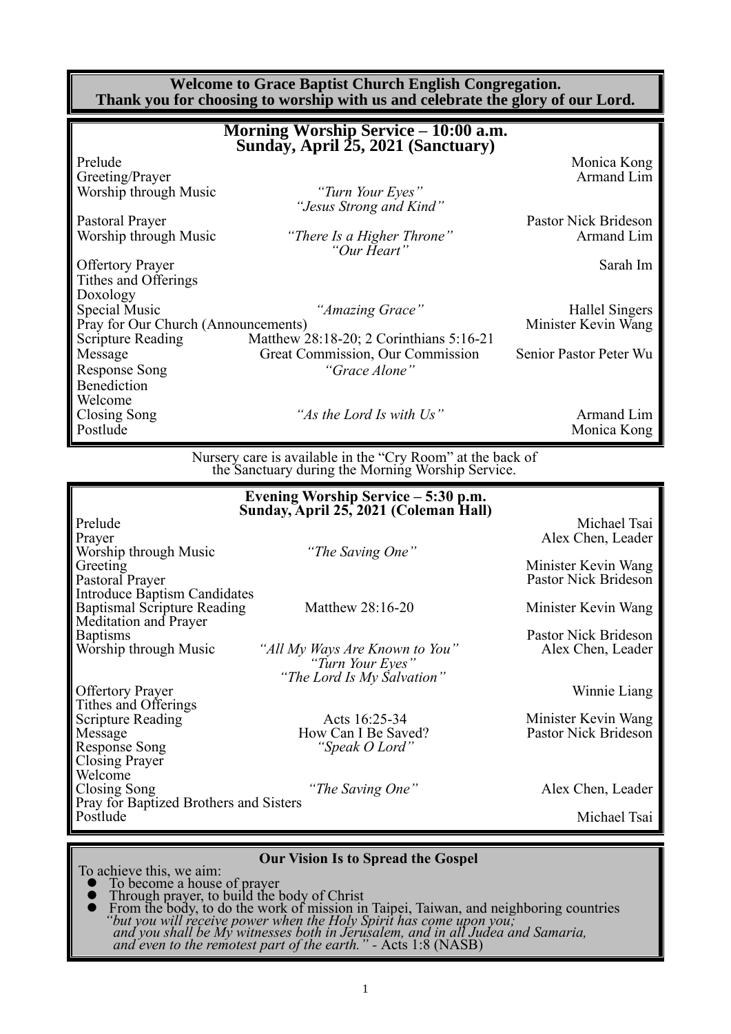**Welcome to Grace Baptist Church English Congregation.**
**Thank you for choosing to worship with us and celebrate the glory of our Lord.**

## Morning Worship Service – 10:00 a.m.
## Sunday, April 25, 2021 (Sanctuary)

| | | |
|---|---|---|
| Prelude | | Monica Kong |
| Greeting/Prayer | | Armand Lim |
| Worship through Music | *"Turn Your Eyes"* *"Jesus Strong and Kind"* | |
| Pastoral Prayer | | Pastor Nick Brideson |
| Worship through Music | *"There Is a Higher Throne"* *"Our Heart"* | Armand Lim |
| Offertory Prayer | | Sarah Im |
| Tithes and Offerings | | |
| Doxology | | |
| Special Music | *"Amazing Grace"* | Hallel Singers |
| Pray for Our Church (Announcements) | | Minister Kevin Wang |
| Scripture Reading | Matthew 28:18-20; 2 Corinthians 5:16-21 | |
| Message | Great Commission, Our Commission | Senior Pastor Peter Wu |
| Response Song | *"Grace Alone"* | |
| Benediction | | |
| Welcome | | |
| Closing Song | *"As the Lord Is with Us"* | Armand Lim |
| Postlude | | Monica Kong |

Nursery care is available in the "Cry Room" at the back of the Sanctuary during the Morning Worship Service.

## Evening Worship Service – 5:30 p.m.
## Sunday, April 25, 2021 (Coleman Hall)

| | | |
|---|---|---|
| Prelude | | Michael Tsai |
| Prayer | | Alex Chen, Leader |
| Worship through Music | *"The Saving One"* | |
| Greeting | | Minister Kevin Wang |
| Pastoral Prayer | | Pastor Nick Brideson |
| Introduce Baptism Candidates | | |
| Baptismal Scripture Reading | Matthew 28:16-20 | Minister Kevin Wang |
| Meditation and Prayer | | |
| Baptisms | | Pastor Nick Brideson |
| Worship through Music | *"All My Ways Are Known to You"* *"Turn Your Eyes"* *"The Lord Is My Salvation"* | Alex Chen, Leader |
| Offertory Prayer | | Winnie Liang |
| Tithes and Offerings | | |
| Scripture Reading | Acts 16:25-34 | Minister Kevin Wang |
| Message | How Can I Be Saved? | Pastor Nick Brideson |
| Response Song | *"Speak O Lord"* | |
| Closing Prayer | | |
| Welcome | | |
| Closing Song | *"The Saving One"* | Alex Chen, Leader |
| Pray for Baptized Brothers and Sisters | | |
| Postlude | | Michael Tsai |

### Our Vision Is to Spread the Gospel

To achieve this, we aim:

- To become a house of prayer
- Through prayer, to build the body of Christ
- From the body, to do the work of mission in Taipei, Taiwan, and neighboring countries

*"but you will receive power when the Holy Spirit has come upon you; and you shall be My witnesses both in Jerusalem, and in all Judea and Samaria, and even to the remotest part of the earth."* - Acts 1:8 (NASB)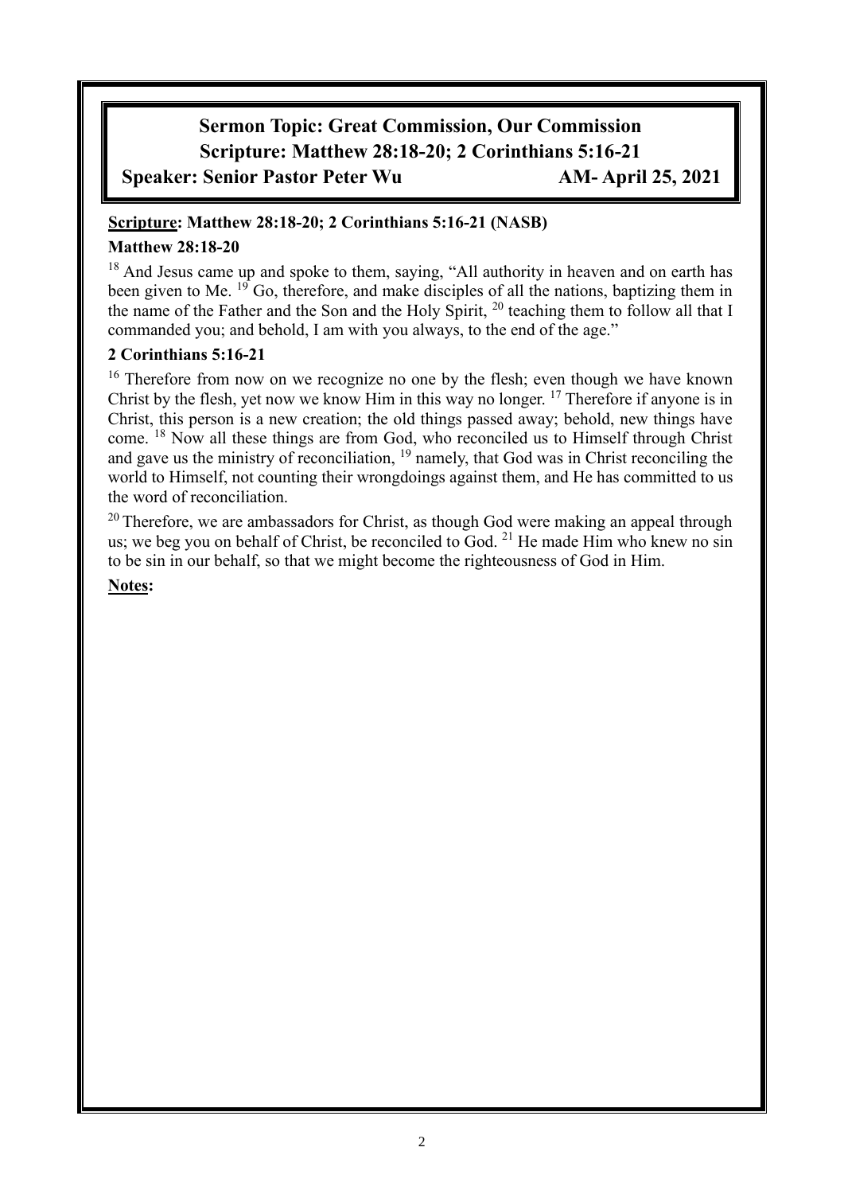**Sermon Topic: Great Commission, Our Commission**
**Scripture: Matthew 28:18-20; 2 Corinthians 5:16-21**
**Speaker: Senior Pastor Peter Wu AM- April 25, 2021**

**Scripture: Matthew 28:18-20; 2 Corinthians 5:16-21 (NASB)**

**Matthew 28:18-20**

[18] And Jesus came up and spoke to them, saying, "All authority in heaven and on earth has been given to Me. [19] Go, therefore, and make disciples of all the nations, baptizing them in the name of the Father and the Son and the Holy Spirit, [20] teaching them to follow all that I commanded you; and behold, I am with you always, to the end of the age."

**2 Corinthians 5:16-21**

[16] Therefore from now on we recognize no one by the flesh; even though we have known Christ by the flesh, yet now we know Him in this way no longer. [17] Therefore if anyone is in Christ, this person is a new creation; the old things passed away; behold, new things have come. [18] Now all these things are from God, who reconciled us to Himself through Christ and gave us the ministry of reconciliation, [19] namely, that God was in Christ reconciling the world to Himself, not counting their wrongdoings against them, and He has committed to us the word of reconciliation.

[20] Therefore, we are ambassadors for Christ, as though God were making an appeal through us; we beg you on behalf of Christ, be reconciled to God. [21] He made Him who knew no sin to be sin in our behalf, so that we might become the righteousness of God in Him.

**Notes:**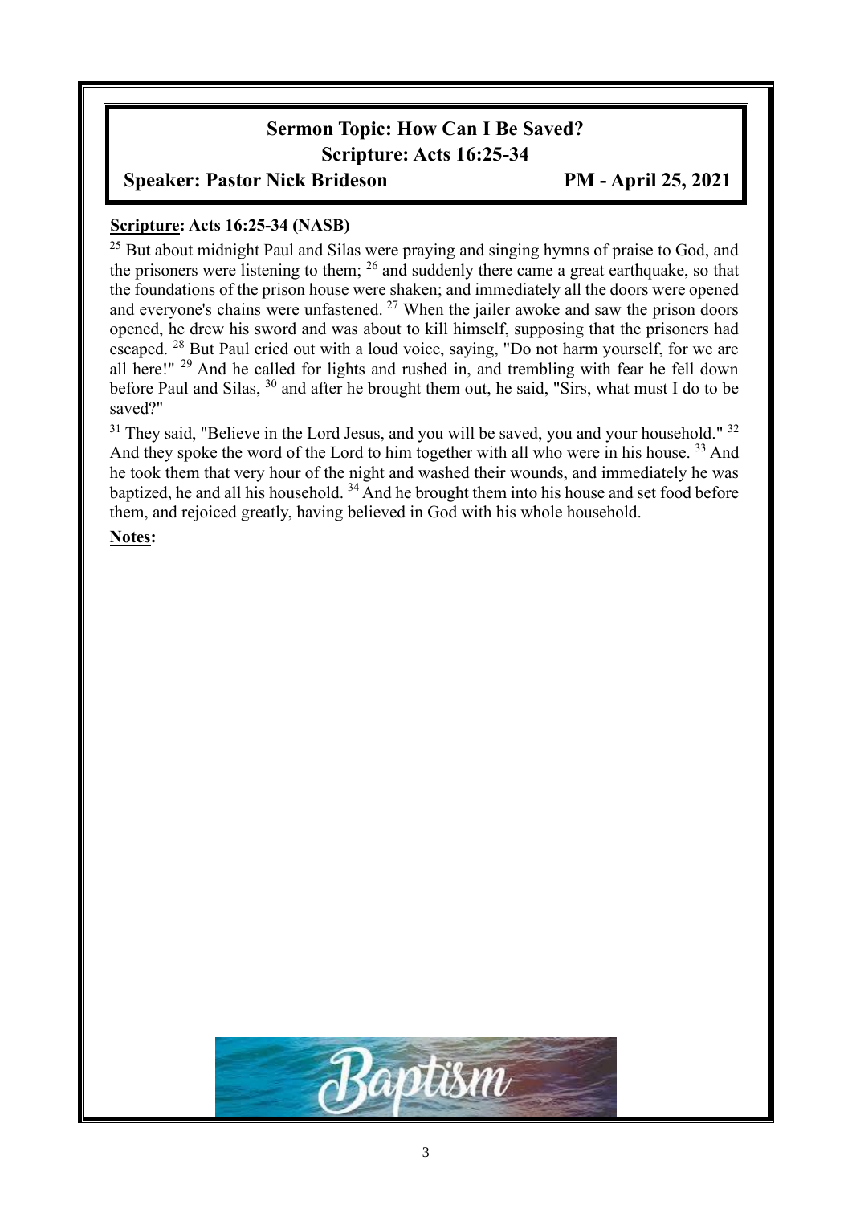# Sermon Topic: How Can I Be Saved?

## Scripture: Acts 16:25-34

**Speaker: Pastor Nick Brideson** **PM - April 25, 2021**

**Scripture: Acts 16:25-34 (NASB)**

[25] But about midnight Paul and Silas were praying and singing hymns of praise to God, and the prisoners were listening to them; [26] and suddenly there came a great earthquake, so that the foundations of the prison house were shaken; and immediately all the doors were opened and everyone's chains were unfastened. [27] When the jailer awoke and saw the prison doors opened, he drew his sword and was about to kill himself, supposing that the prisoners had escaped. [28] But Paul cried out with a loud voice, saying, "Do not harm yourself, for we are all here!" [29] And he called for lights and rushed in, and trembling with fear he fell down before Paul and Silas, [30] and after he brought them out, he said, "Sirs, what must I do to be saved?"

[31] They said, "Believe in the Lord Jesus, and you will be saved, you and your household." [32] And they spoke the word of the Lord to him together with all who were in his house. [33] And he took them that very hour of the night and washed their wounds, and immediately he was baptized, he and all his household. [34] And he brought them into his house and set food before them, and rejoiced greatly, having believed in God with his whole household.

**Notes:**

Baptism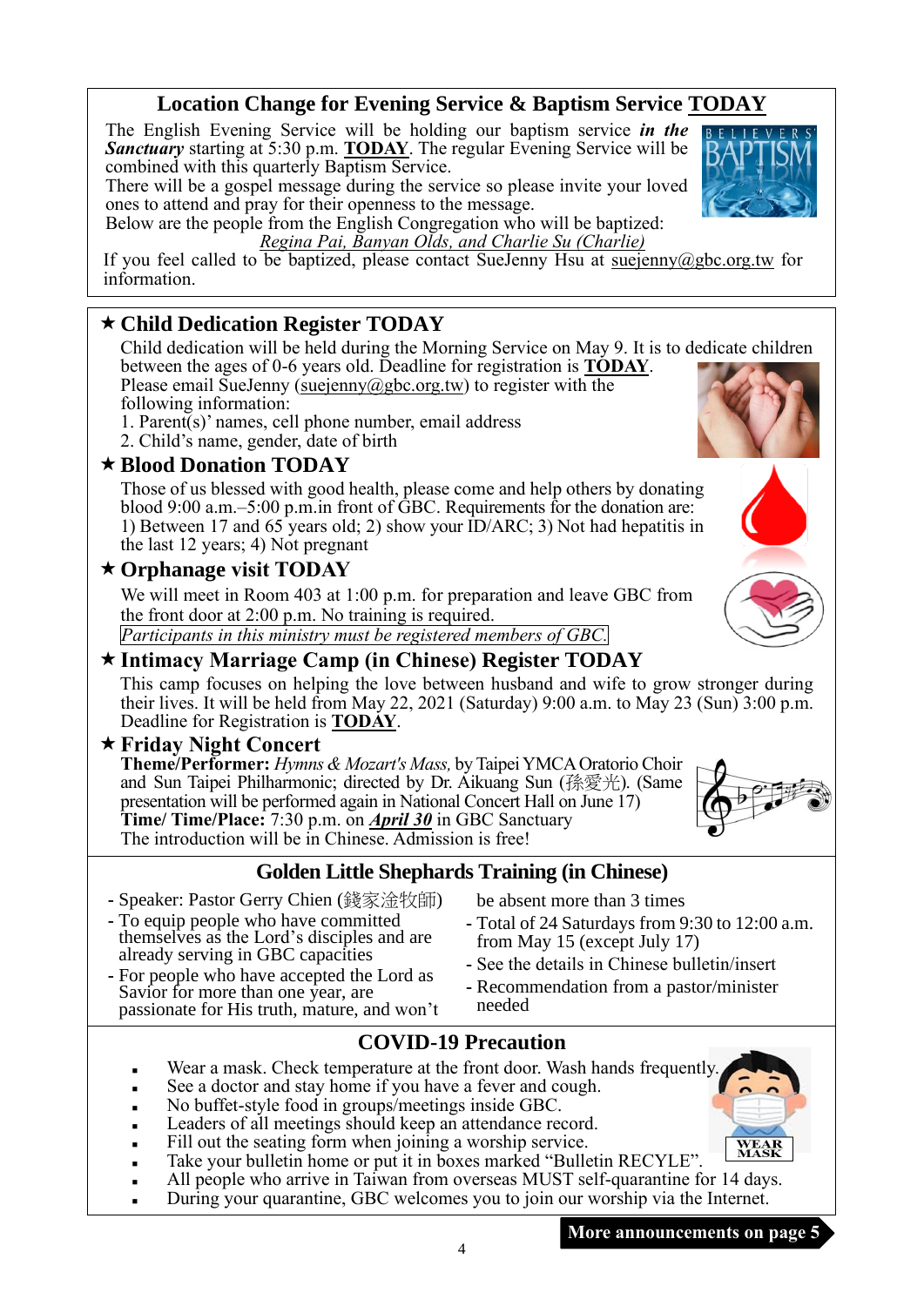## Location Change for Evening Service & Baptism Service TODAY

The English Evening Service will be holding our baptism service ***in the Sanctuary*** starting at 5:30 p.m. **TODAY**. The regular Evening Service will be combined with this quarterly Baptism Service.

There will be a gospel message during the service so please invite your loved ones to attend and pray for their openness to the message.

Below are the people from the English Congregation who will be baptized:

*Regina Pai, Banyan Olds, and Charlie Su (Charlie)*

If you feel called to be baptized, please contact SueJenny Hsu at suejenny@gbc.org.tw for information.

### ★ Child Dedication Register TODAY

Child dedication will be held during the Morning Service on May 9. It is to dedicate children between the ages of 0-6 years old. Deadline for registration is **TODAY**.

Please email SueJenny (suejenny@gbc.org.tw) to register with the following information:

1. Parent(s)' names, cell phone number, email address
2. Child's name, gender, date of birth

### ★ Blood Donation TODAY

Those of us blessed with good health, please come and help others by donating blood 9:00 a.m.–5:00 p.m.in front of GBC. Requirements for the donation are: 1) Between 17 and 65 years old; 2) show your ID/ARC; 3) Not had hepatitis in the last 12 years; 4) Not pregnant

### ★ Orphanage visit TODAY

We will meet in Room 403 at 1:00 p.m. for preparation and leave GBC from the front door at 2:00 p.m. No training is required.

*Participants in this ministry must be registered members of GBC.*

### ★ Intimacy Marriage Camp (in Chinese) Register TODAY

This camp focuses on helping the love between husband and wife to grow stronger during their lives. It will be held from May 22, 2021 (Saturday) 9:00 a.m. to May 23 (Sun) 3:00 p.m. Deadline for Registration is **TODAY**.

### ★ Friday Night Concert

**Theme/Performer:** *Hymns & Mozart's Mass,* by Taipei YMCA Oratorio Choir and Sun Taipei Philharmonic; directed by Dr. Aikuang Sun (孫愛光). (Same presentation will be performed again in National Concert Hall on June 17)

**Time/ Time/Place:** 7:30 p.m. on ***April 30*** in GBC Sanctuary

The introduction will be in Chinese. Admission is free!

## Golden Little Shephards Training (in Chinese)

- Speaker: Pastor Gerry Chien (錢家淦牧師)
- To equip people who have committed themselves as the Lord's disciples and are already serving in GBC capacities
- For people who have accepted the Lord as Savior for more than one year, are passionate for His truth, mature, and won't be absent more than 3 times
- Total of 24 Saturdays from 9:30 to 12:00 a.m. from May 15 (except July 17)
- See the details in Chinese bulletin/insert
- Recommendation from a pastor/minister needed

## COVID-19 Precaution

- Wear a mask. Check temperature at the front door. Wash hands frequently.
- See a doctor and stay home if you have a fever and cough.
- No buffet-style food in groups/meetings inside GBC.
- Leaders of all meetings should keep an attendance record.
- Fill out the seating form when joining a worship service.
- Take your bulletin home or put it in boxes marked "Bulletin RECYLE".
- All people who arrive in Taiwan from overseas MUST self-quarantine for 14 days.
- During your quarantine, GBC welcomes you to join our worship via the Internet.

**More announcements on page 5**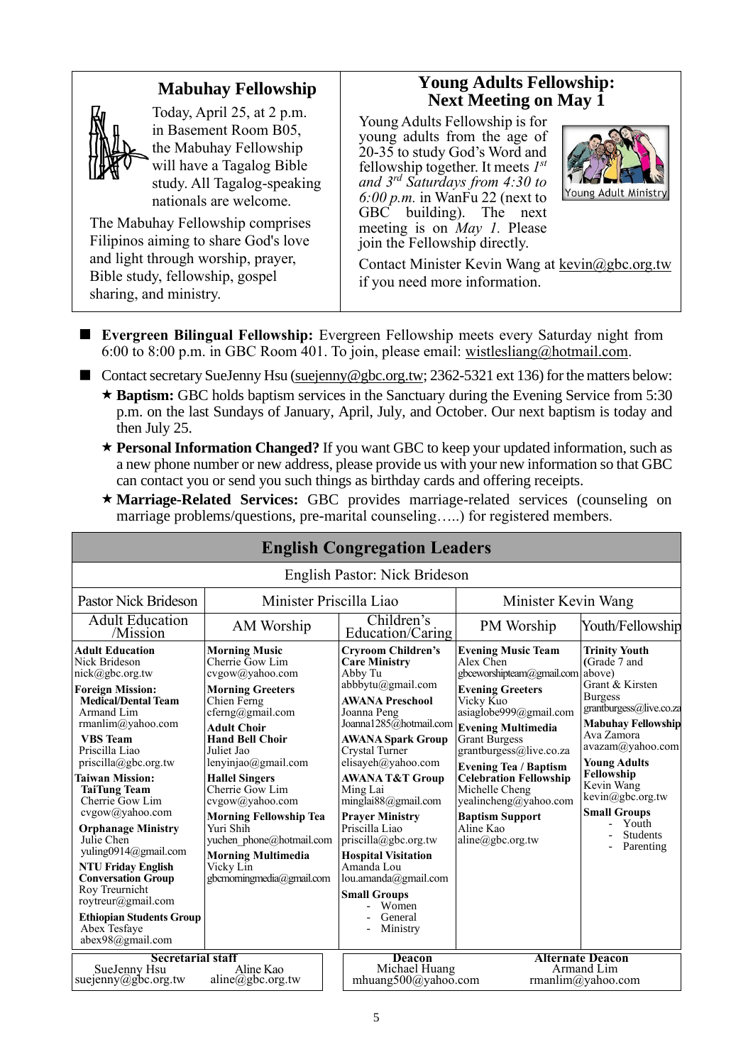## Mabuhay Fellowship

Today, April 25, at 2 p.m. in Basement Room B05, the Mabuhay Fellowship will have a Tagalog Bible study. All Tagalog-speaking nationals are welcome.

The Mabuhay Fellowship comprises Filipinos aiming to share God's love and light through worship, prayer, Bible study, fellowship, gospel sharing, and ministry.

## Young Adults Fellowship: Next Meeting on May 1

Young Adults Fellowship is for young adults from the age of 20-35 to study God's Word and fellowship together. It meets *1st and 3rd Saturdays from 4:30 to 6:00 p.m.* in WanFu 22 (next to GBC building). The next meeting is on *May 1.* Please join the Fellowship directly.

Contact Minister Kevin Wang at kevin@gbc.org.tw if you need more information.

- **Evergreen Bilingual Fellowship:** Evergreen Fellowship meets every Saturday night from 6:00 to 8:00 p.m. in GBC Room 401. To join, please email: wistlesliang@hotmail.com.
- Contact secretary SueJenny Hsu (suejenny@gbc.org.tw; 2362-5321 ext 136) for the matters below:
  - ★ **Baptism:** GBC holds baptism services in the Sanctuary during the Evening Service from 5:30 p.m. on the last Sundays of January, April, July, and October. Our next baptism is today and then July 25.
  - ★ **Personal Information Changed?** If you want GBC to keep your updated information, such as a new phone number or new address, please provide us with your new information so that GBC can contact you or send you such things as birthday cards and offering receipts.
  - ★ **Marriage-Related Services:** GBC provides marriage-related services (counseling on marriage problems/questions, pre-marital counseling…..) for registered members.

## English Congregation Leaders

English Pastor: Nick Brideson

| Pastor Nick Brideson | Minister Priscilla Liao | | Minister Kevin Wang | |
|---|---|---|---|---|
| Adult Education /Mission | AM Worship | Children's Education/Caring | PM Worship | Youth/Fellowship |
| **Adult Education** Nick Brideson nick@gbc.org.tw<br>**Foreign Mission:**<br>**Medical/Dental Team** Armand Lim rmanlim@yahoo.com<br>**VBS Team** Priscilla Liao priscilla@gbc.org.tw<br>**Taiwan Mission:**<br>**TaiTung Team** Cherrie Gow Lim cvgow@yahoo.com<br>**Orphanage Ministry** Julie Chen yuling0914@gmail.com<br>**NTU Friday English Conversation Group** Roy Treurnicht roytreur@gmail.com<br>**Ethiopian Students Group** Abex Tesfaye abex98@gmail.com | **Morning Music** Cherrie Gow Lim cvgow@yahoo.com<br>**Morning Greeters** Chien Ferng cferng@gmail.com<br>**Adult Choir**<br>**Hand Bell Choir** Juliet Jao lenyinjao@gmail.com<br>**Hallel Singers** Cherrie Gow Lim cvgow@yahoo.com<br>**Morning Fellowship Tea** Yuri Shih yuchen_phone@hotmail.com<br>**Morning Multimedia** Vicky Lin gbcmorningmedia@gmail.com | **Cryroom Children's Care Ministry** Abby Tu abbbytu@gmail.com<br>**AWANA Preschool** Joanna Peng Joanna1285@hotmail.com<br>**AWANA Spark Group** Crystal Turner elisayeh@yahoo.com<br>**AWANA T&T Group** Ming Lai minglai88@gmail.com<br>**Prayer Ministry** Priscilla Liao priscilla@gbc.org.tw<br>**Hospital Visitation** Amanda Lou lou.amanda@gmail.com<br>**Small Groups**<br>- Women<br>- General<br>- Ministry | **Evening Music Team** Alex Chen gbceworshipteam@gmail.com<br>**Evening Greeters** Vicky Kuo asiaglobe999@gmail.com<br>**Evening Multimedia** Grant Burgess grantburgess@live.co.za<br>**Evening Tea / Baptism Celebration Fellowship** Michelle Cheng yealincheng@yahoo.com<br>**Baptism Support** Aline Kao aline@gbc.org.tw | **Trinity Youth** (Grade 7 and above) Grant & Kirsten Burgess grantburgess@live.co.za<br>**Mabuhay Fellowship** Ava Zamora avazam@yahoo.com<br>**Young Adults Fellowship** Kevin Wang kevin@gbc.org.tw<br>**Small Groups**<br>- Youth<br>- Students<br>- Parenting |

| Secretarial staff | | Deacon | Alternate Deacon |
|---|---|---|---|
| SueJenny Hsu suejenny@gbc.org.tw | Aline Kao aline@gbc.org.tw | Michael Huang mhuang500@yahoo.com | Armand Lim rmanlim@yahoo.com |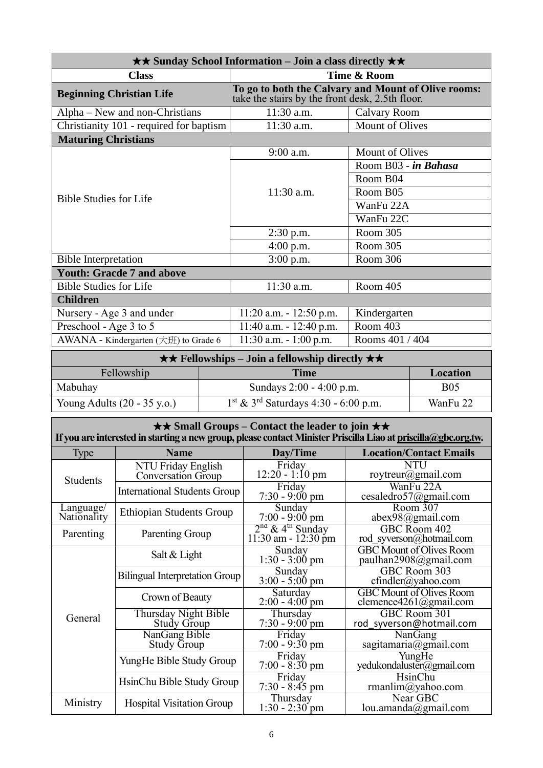| ★★ Sunday School Information – Join a class directly ★★ | | |
|---|---|---|
| **Class** | **Time & Room** | |
| **Beginning Christian Life** | **To go to both the Calvary and Mount of Olive rooms:** take the stairs by the front desk, 2.5th floor. | |
| Alpha – New and non-Christians | 11:30 a.m. | Calvary Room |
| Christianity 101 - required for baptism | 11:30 a.m. | Mount of Olives |
| **Maturing Christians** | | |
| Bible Studies for Life | 9:00 a.m. | Mount of Olives |
| | 11:30 a.m. | Room B03 - ***in Bahasa*** |
| | | Room B04 |
| | | Room B05 |
| | | WanFu 22A |
| | | WanFu 22C |
| | 2:30 p.m. | Room 305 |
| | 4:00 p.m. | Room 305 |
| Bible Interpretation | 3:00 p.m. | Room 306 |
| **Youth: Gracde 7 and above** | | |
| Bible Studies for Life | 11:30 a.m. | Room 405 |
| **Children** | | |
| Nursery - Age 3 and under | 11:20 a.m. - 12:50 p.m. | Kindergarten |
| Preschool - Age 3 to 5 | 11:40 a.m. - 12:40 p.m. | Room 403 |
| AWANA - Kindergarten (大班) to Grade 6 | 11:30 a.m. - 1:00 p.m. | Rooms 401 / 404 |

| ★★ Fellowships – Join a fellowship directly ★★ | | |
|---|---|---|
| Fellowship | **Time** | **Location** |
| Mabuhay | Sundays 2:00 - 4:00 p.m. | B05 |
| Young Adults (20 - 35 y.o.) | 1st & 3rd Saturdays 4:30 - 6:00 p.m. | WanFu 22 |

**★★ Small Groups – Contact the leader to join ★★**
**If you are interested in starting a new group, please contact Minister Priscilla Liao at priscilla@gbc.org.tw.**

| Type | **Name** | **Day/Time** | **Location/Contact Emails** |
|---|---|---|---|
| Students | NTU Friday English Conversation Group | Friday 12:20 - 1:10 pm | NTU roytreur@gmail.com |
| | International Students Group | Friday 7:30 - 9:00 pm | WanFu 22A cesaledro57@gmail.com |
| Language/ Nationality | Ethiopian Students Group | Sunday 7:00 - 9:00 pm | Room 307 abex98@gmail.com |
| Parenting | Parenting Group | 2nd & 4th Sunday 11:30 am - 12:30 pm | GBC Room 402 rod_syverson@hotmail.com |
| General | Salt & Light | Sunday 1:30 - 3:00 pm | GBC Mount of Olives Room paulhan2908@gmail.com |
| | Bilingual Interpretation Group | Sunday 3:00 - 5:00 pm | GBC Room 303 cfindler@yahoo.com |
| | Crown of Beauty | Saturday 2:00 - 4:00 pm | GBC Mount of Olives Room clemence4261@gmail.com |
| | Thursday Night Bible Study Group | Thursday 7:30 - 9:00 pm | GBC Room 301 rod_syverson@hotmail.com |
| | NanGang Bible Study Group | Friday 7:00 - 9:30 pm | NanGang sagitamaria@gmail.com |
| | YungHe Bible Study Group | Friday 7:00 - 8:30 pm | YungHe yedukondaluster@gmail.com |
| | HsinChu Bible Study Group | Friday 7:30 - 8:45 pm | HsinChu rmanlim@yahoo.com |
| Ministry | Hospital Visitation Group | Thursday 1:30 - 2:30 pm | Near GBC lou.amanda@gmail.com |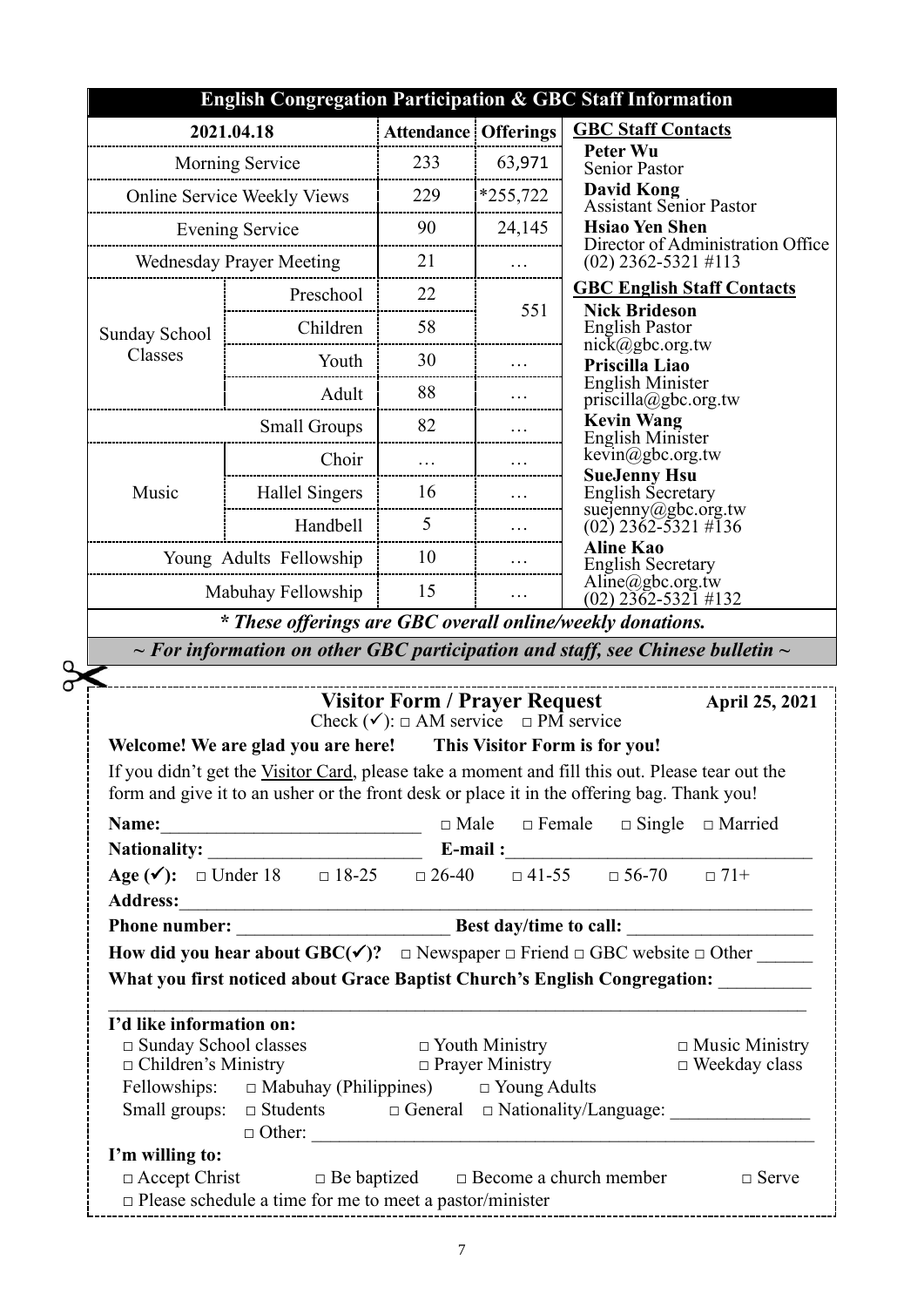## English Congregation Participation & GBC Staff Information

| 2021.04.18 | | Attendance | Offerings |
|---|---|---|---|
| Morning Service | | 233 | 63,971 |
| Online Service Weekly Views | | 229 | *255,722 |
| Evening Service | | 90 | 24,145 |
| Wednesday Prayer Meeting | | 21 | … |
| Sunday School Classes | Preschool | 22 | 551 |
| | Children | 58 | |
| | Youth | 30 | … |
| | Adult | 88 | … |
| Small Groups | | 82 | … |
| Music | Choir | … | … |
| | Hallel Singers | 16 | … |
| | Handbell | 5 | … |
| Young Adults Fellowship | | 10 | … |
| Mabuhay Fellowship | | 15 | … |

**GBC Staff Contacts**

**Peter Wu**
Senior Pastor

**David Kong**
Assistant Senior Pastor

**Hsiao Yen Shen**
Director of Administration Office
(02) 2362-5321 #113

**GBC English Staff Contacts**

**Nick Brideson**
English Pastor
nick@gbc.org.tw

**Priscilla Liao**
English Minister
priscilla@gbc.org.tw

**Kevin Wang**
English Minister
kevin@gbc.org.tw

**SueJenny Hsu**
English Secretary
suejenny@gbc.org.tw
(02) 2362-5321 #136

**Aline Kao**
English Secretary
Aline@gbc.org.tw
(02) 2362-5321 #132

***\* These offerings are GBC overall online/weekly donations.***

***~ For information on other GBC participation and staff, see Chinese bulletin ~***

---

### Visitor Form / Prayer Request — April 25, 2021

Check (✓): □ AM service □ PM service

**Welcome! We are glad you are here!** **This Visitor Form is for you!**

If you didn't get the Visitor Card, please take a moment and fill this out. Please tear out the form and give it to an usher or the front desk or place it in the offering bag. Thank you!

**Name:**____________________________ □ Male □ Female □ Single □ Married

**Nationality:** ________________________ **E-mail :**________________________________

**Age (✓):** □ Under 18 □ 18-25 □ 26-40 □ 41-55 □ 56-70 □ 71+

**Address:**____________________________________________________________________

**Phone number:** _______________________ **Best day/time to call:** ___________________

**How did you hear about GBC(✓)?** □ Newspaper □ Friend □ GBC website □ Other ______

**What you first noticed about Grace Baptist Church's English Congregation:** __________

______________________________________________________________________________

**I'd like information on:**

□ Sunday School classes □ Youth Ministry □ Music Ministry
□ Children's Ministry □ Prayer Ministry □ Weekday class

Fellowships: □ Mabuhay (Philippines) □ Young Adults

Small groups: □ Students □ General □ Nationality/Language: _______________

□ Other: _______________________________________________________

**I'm willing to:**

□ Accept Christ □ Be baptized □ Become a church member □ Serve

□ Please schedule a time for me to meet a pastor/minister